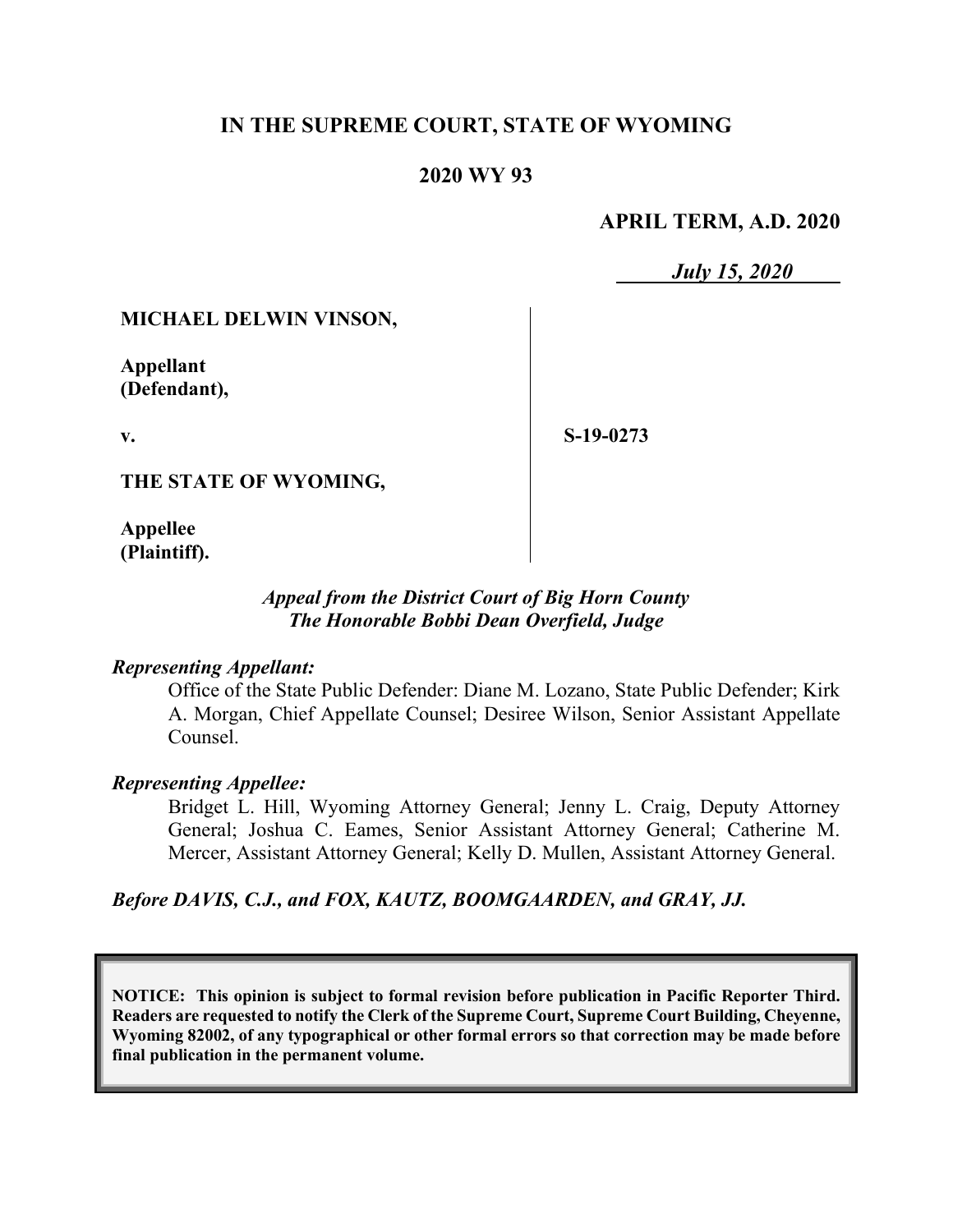# IN THE SUPREME COURT, STATE OF WYOMING

## 2020 WY 93

**APRIL TERM, A.D. 2020**

***July 15, 2020***

**MICHAEL DELWIN VINSON,**

**Appellant (Defendant),**

**v.**

**THE STATE OF WYOMING,**

**Appellee (Plaintiff).**

**S-19-0273**

***Appeal from the District Court of Big Horn County***
***The Honorable Bobbi Dean Overfield, Judge***

***Representing Appellant:***

Office of the State Public Defender: Diane M. Lozano, State Public Defender; Kirk A. Morgan, Chief Appellate Counsel; Desiree Wilson, Senior Assistant Appellate Counsel.

***Representing Appellee:***

Bridget L. Hill, Wyoming Attorney General; Jenny L. Craig, Deputy Attorney General; Joshua C. Eames, Senior Assistant Attorney General; Catherine M. Mercer, Assistant Attorney General; Kelly D. Mullen, Assistant Attorney General.

***Before DAVIS, C.J., and FOX, KAUTZ, BOOMGAARDEN, and GRAY, JJ.***

**NOTICE: This opinion is subject to formal revision before publication in Pacific Reporter Third. Readers are requested to notify the Clerk of the Supreme Court, Supreme Court Building, Cheyenne, Wyoming 82002, of any typographical or other formal errors so that correction may be made before final publication in the permanent volume.**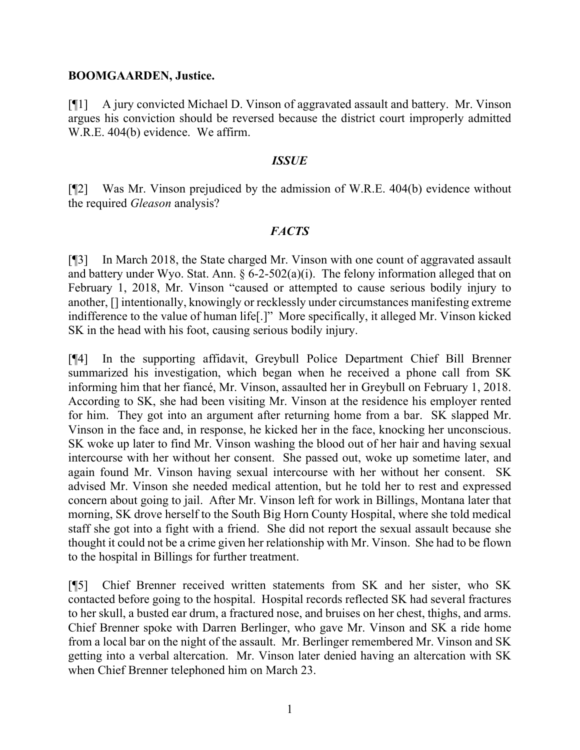**BOOMGAARDEN, Justice.**

[¶1] A jury convicted Michael D. Vinson of aggravated assault and battery. Mr. Vinson argues his conviction should be reversed because the district court improperly admitted W.R.E. 404(b) evidence. We affirm.

## *ISSUE*

[¶2] Was Mr. Vinson prejudiced by the admission of W.R.E. 404(b) evidence without the required *Gleason* analysis?

## *FACTS*

[¶3] In March 2018, the State charged Mr. Vinson with one count of aggravated assault and battery under Wyo. Stat. Ann. § 6-2-502(a)(i). The felony information alleged that on February 1, 2018, Mr. Vinson "caused or attempted to cause serious bodily injury to another, [] intentionally, knowingly or recklessly under circumstances manifesting extreme indifference to the value of human life[.]" More specifically, it alleged Mr. Vinson kicked SK in the head with his foot, causing serious bodily injury.

[¶4] In the supporting affidavit, Greybull Police Department Chief Bill Brenner summarized his investigation, which began when he received a phone call from SK informing him that her fiancé, Mr. Vinson, assaulted her in Greybull on February 1, 2018. According to SK, she had been visiting Mr. Vinson at the residence his employer rented for him. They got into an argument after returning home from a bar. SK slapped Mr. Vinson in the face and, in response, he kicked her in the face, knocking her unconscious. SK woke up later to find Mr. Vinson washing the blood out of her hair and having sexual intercourse with her without her consent. She passed out, woke up sometime later, and again found Mr. Vinson having sexual intercourse with her without her consent. SK advised Mr. Vinson she needed medical attention, but he told her to rest and expressed concern about going to jail. After Mr. Vinson left for work in Billings, Montana later that morning, SK drove herself to the South Big Horn County Hospital, where she told medical staff she got into a fight with a friend. She did not report the sexual assault because she thought it could not be a crime given her relationship with Mr. Vinson. She had to be flown to the hospital in Billings for further treatment.

[¶5] Chief Brenner received written statements from SK and her sister, who SK contacted before going to the hospital. Hospital records reflected SK had several fractures to her skull, a busted ear drum, a fractured nose, and bruises on her chest, thighs, and arms. Chief Brenner spoke with Darren Berlinger, who gave Mr. Vinson and SK a ride home from a local bar on the night of the assault. Mr. Berlinger remembered Mr. Vinson and SK getting into a verbal altercation. Mr. Vinson later denied having an altercation with SK when Chief Brenner telephoned him on March 23.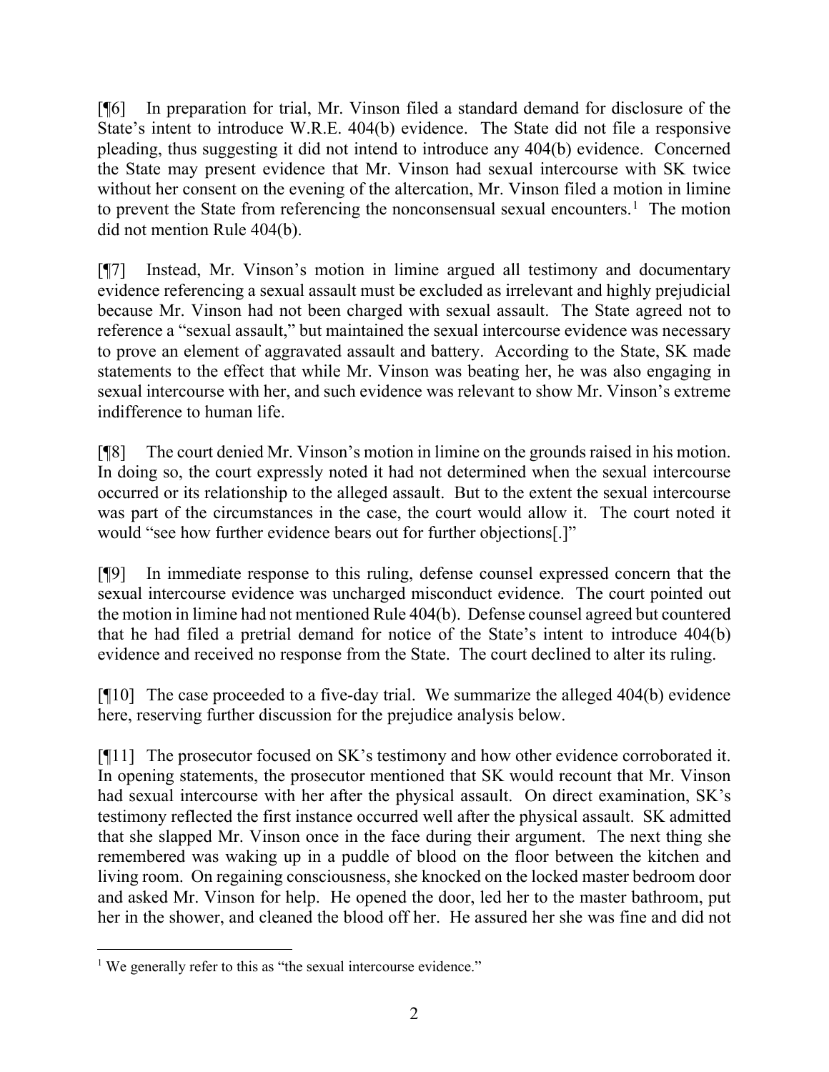[¶6] In preparation for trial, Mr. Vinson filed a standard demand for disclosure of the State's intent to introduce W.R.E. 404(b) evidence. The State did not file a responsive pleading, thus suggesting it did not intend to introduce any 404(b) evidence. Concerned the State may present evidence that Mr. Vinson had sexual intercourse with SK twice without her consent on the evening of the altercation, Mr. Vinson filed a motion in limine to prevent the State from referencing the nonconsensual sexual encounters.[1] The motion did not mention Rule 404(b).

[¶7] Instead, Mr. Vinson's motion in limine argued all testimony and documentary evidence referencing a sexual assault must be excluded as irrelevant and highly prejudicial because Mr. Vinson had not been charged with sexual assault. The State agreed not to reference a "sexual assault," but maintained the sexual intercourse evidence was necessary to prove an element of aggravated assault and battery. According to the State, SK made statements to the effect that while Mr. Vinson was beating her, he was also engaging in sexual intercourse with her, and such evidence was relevant to show Mr. Vinson's extreme indifference to human life.

[¶8] The court denied Mr. Vinson's motion in limine on the grounds raised in his motion. In doing so, the court expressly noted it had not determined when the sexual intercourse occurred or its relationship to the alleged assault. But to the extent the sexual intercourse was part of the circumstances in the case, the court would allow it. The court noted it would "see how further evidence bears out for further objections[.]"

[¶9] In immediate response to this ruling, defense counsel expressed concern that the sexual intercourse evidence was uncharged misconduct evidence. The court pointed out the motion in limine had not mentioned Rule 404(b). Defense counsel agreed but countered that he had filed a pretrial demand for notice of the State's intent to introduce 404(b) evidence and received no response from the State. The court declined to alter its ruling.

[¶10] The case proceeded to a five-day trial. We summarize the alleged 404(b) evidence here, reserving further discussion for the prejudice analysis below.

[¶11] The prosecutor focused on SK's testimony and how other evidence corroborated it. In opening statements, the prosecutor mentioned that SK would recount that Mr. Vinson had sexual intercourse with her after the physical assault. On direct examination, SK's testimony reflected the first instance occurred well after the physical assault. SK admitted that she slapped Mr. Vinson once in the face during their argument. The next thing she remembered was waking up in a puddle of blood on the floor between the kitchen and living room. On regaining consciousness, she knocked on the locked master bedroom door and asked Mr. Vinson for help. He opened the door, led her to the master bathroom, put her in the shower, and cleaned the blood off her. He assured her she was fine and did not

[1] We generally refer to this as "the sexual intercourse evidence."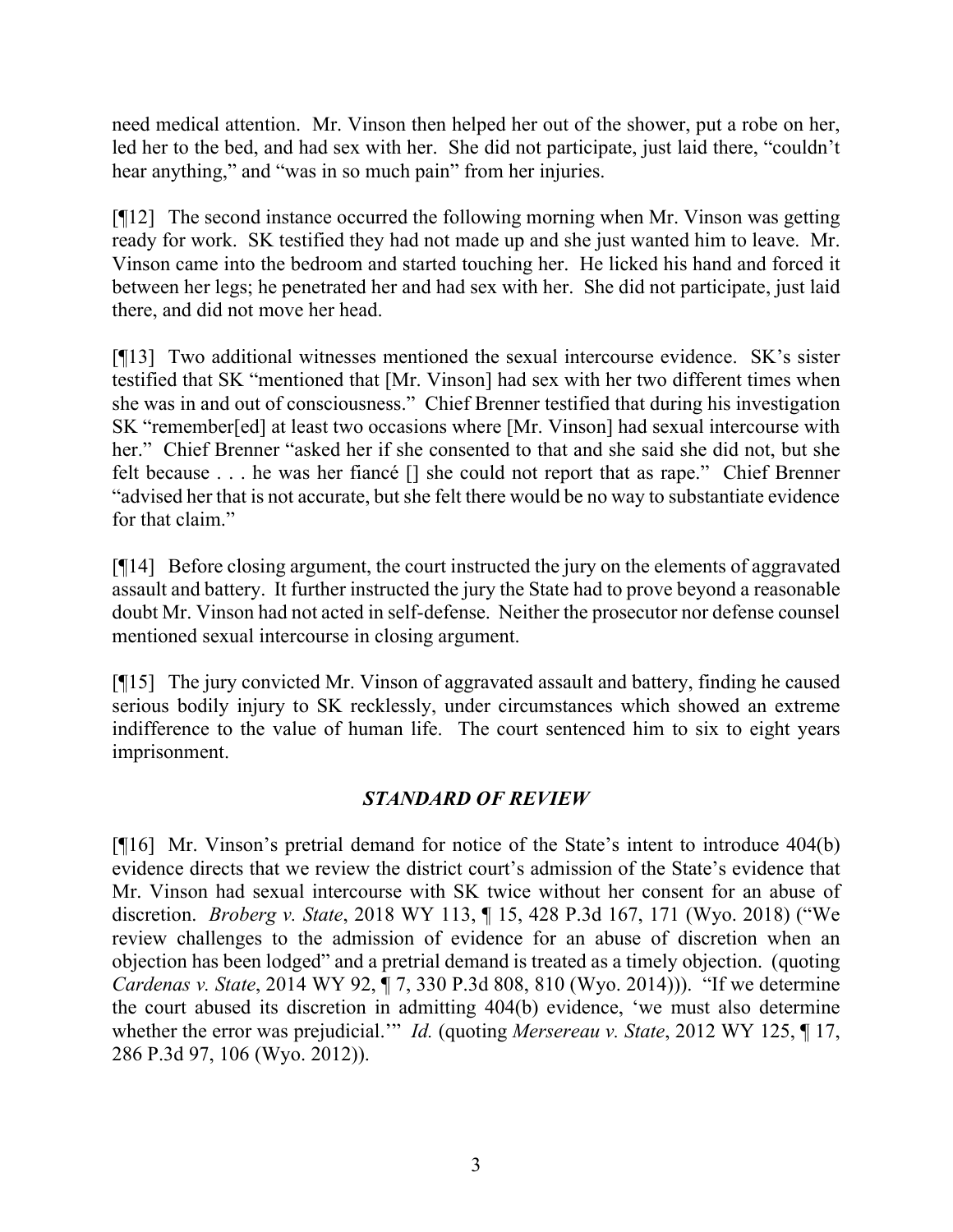need medical attention. Mr. Vinson then helped her out of the shower, put a robe on her, led her to the bed, and had sex with her. She did not participate, just laid there, "couldn't hear anything," and "was in so much pain" from her injuries.

[¶12] The second instance occurred the following morning when Mr. Vinson was getting ready for work. SK testified they had not made up and she just wanted him to leave. Mr. Vinson came into the bedroom and started touching her. He licked his hand and forced it between her legs; he penetrated her and had sex with her. She did not participate, just laid there, and did not move her head.

[¶13] Two additional witnesses mentioned the sexual intercourse evidence. SK's sister testified that SK "mentioned that [Mr. Vinson] had sex with her two different times when she was in and out of consciousness." Chief Brenner testified that during his investigation SK "remember[ed] at least two occasions where [Mr. Vinson] had sexual intercourse with her." Chief Brenner "asked her if she consented to that and she said she did not, but she felt because . . . he was her fiancé [] she could not report that as rape." Chief Brenner "advised her that is not accurate, but she felt there would be no way to substantiate evidence for that claim."

[¶14] Before closing argument, the court instructed the jury on the elements of aggravated assault and battery. It further instructed the jury the State had to prove beyond a reasonable doubt Mr. Vinson had not acted in self-defense. Neither the prosecutor nor defense counsel mentioned sexual intercourse in closing argument.

[¶15] The jury convicted Mr. Vinson of aggravated assault and battery, finding he caused serious bodily injury to SK recklessly, under circumstances which showed an extreme indifference to the value of human life. The court sentenced him to six to eight years imprisonment.

## *STANDARD OF REVIEW*

[¶16] Mr. Vinson's pretrial demand for notice of the State's intent to introduce 404(b) evidence directs that we review the district court's admission of the State's evidence that Mr. Vinson had sexual intercourse with SK twice without her consent for an abuse of discretion. *Broberg v. State*, 2018 WY 113, ¶ 15, 428 P.3d 167, 171 (Wyo. 2018) ("We review challenges to the admission of evidence for an abuse of discretion when an objection has been lodged" and a pretrial demand is treated as a timely objection. (quoting *Cardenas v. State*, 2014 WY 92, ¶ 7, 330 P.3d 808, 810 (Wyo. 2014))). "If we determine the court abused its discretion in admitting 404(b) evidence, 'we must also determine whether the error was prejudicial.'" *Id.* (quoting *Mersereau v. State*, 2012 WY 125, ¶ 17, 286 P.3d 97, 106 (Wyo. 2012)).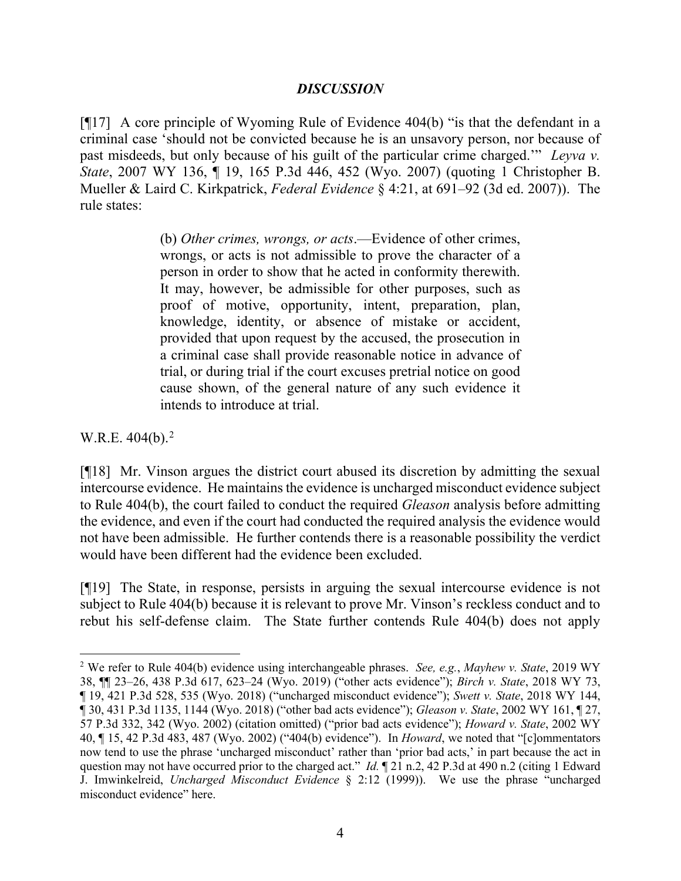## *DISCUSSION*

[¶17] A core principle of Wyoming Rule of Evidence 404(b) "is that the defendant in a criminal case 'should not be convicted because he is an unsavory person, nor because of past misdeeds, but only because of his guilt of the particular crime charged.'" *Leyva v. State*, 2007 WY 136, ¶ 19, 165 P.3d 446, 452 (Wyo. 2007) (quoting 1 Christopher B. Mueller & Laird C. Kirkpatrick, *Federal Evidence* § 4:21, at 691–92 (3d ed. 2007)). The rule states:

> (b) *Other crimes, wrongs, or acts*.—Evidence of other crimes, wrongs, or acts is not admissible to prove the character of a person in order to show that he acted in conformity therewith. It may, however, be admissible for other purposes, such as proof of motive, opportunity, intent, preparation, plan, knowledge, identity, or absence of mistake or accident, provided that upon request by the accused, the prosecution in a criminal case shall provide reasonable notice in advance of trial, or during trial if the court excuses pretrial notice on good cause shown, of the general nature of any such evidence it intends to introduce at trial.

W.R.E. 404(b).[2]

[¶18] Mr. Vinson argues the district court abused its discretion by admitting the sexual intercourse evidence. He maintains the evidence is uncharged misconduct evidence subject to Rule 404(b), the court failed to conduct the required *Gleason* analysis before admitting the evidence, and even if the court had conducted the required analysis the evidence would not have been admissible. He further contends there is a reasonable possibility the verdict would have been different had the evidence been excluded.

[¶19] The State, in response, persists in arguing the sexual intercourse evidence is not subject to Rule 404(b) because it is relevant to prove Mr. Vinson's reckless conduct and to rebut his self-defense claim. The State further contends Rule 404(b) does not apply

---

[2] We refer to Rule 404(b) evidence using interchangeable phrases. *See, e.g.*, *Mayhew v. State*, 2019 WY 38, ¶¶ 23–26, 438 P.3d 617, 623–24 (Wyo. 2019) ("other acts evidence"); *Birch v. State*, 2018 WY 73, ¶ 19, 421 P.3d 528, 535 (Wyo. 2018) ("uncharged misconduct evidence"); *Swett v. State*, 2018 WY 144, ¶ 30, 431 P.3d 1135, 1144 (Wyo. 2018) ("other bad acts evidence"); *Gleason v. State*, 2002 WY 161, ¶ 27, 57 P.3d 332, 342 (Wyo. 2002) (citation omitted) ("prior bad acts evidence"); *Howard v. State*, 2002 WY 40, ¶ 15, 42 P.3d 483, 487 (Wyo. 2002) ("404(b) evidence"). In *Howard*, we noted that "[c]ommentators now tend to use the phrase 'uncharged misconduct' rather than 'prior bad acts,' in part because the act in question may not have occurred prior to the charged act." *Id.* ¶ 21 n.2, 42 P.3d at 490 n.2 (citing 1 Edward J. Imwinkelreid, *Uncharged Misconduct Evidence* § 2:12 (1999)). We use the phrase "uncharged misconduct evidence" here.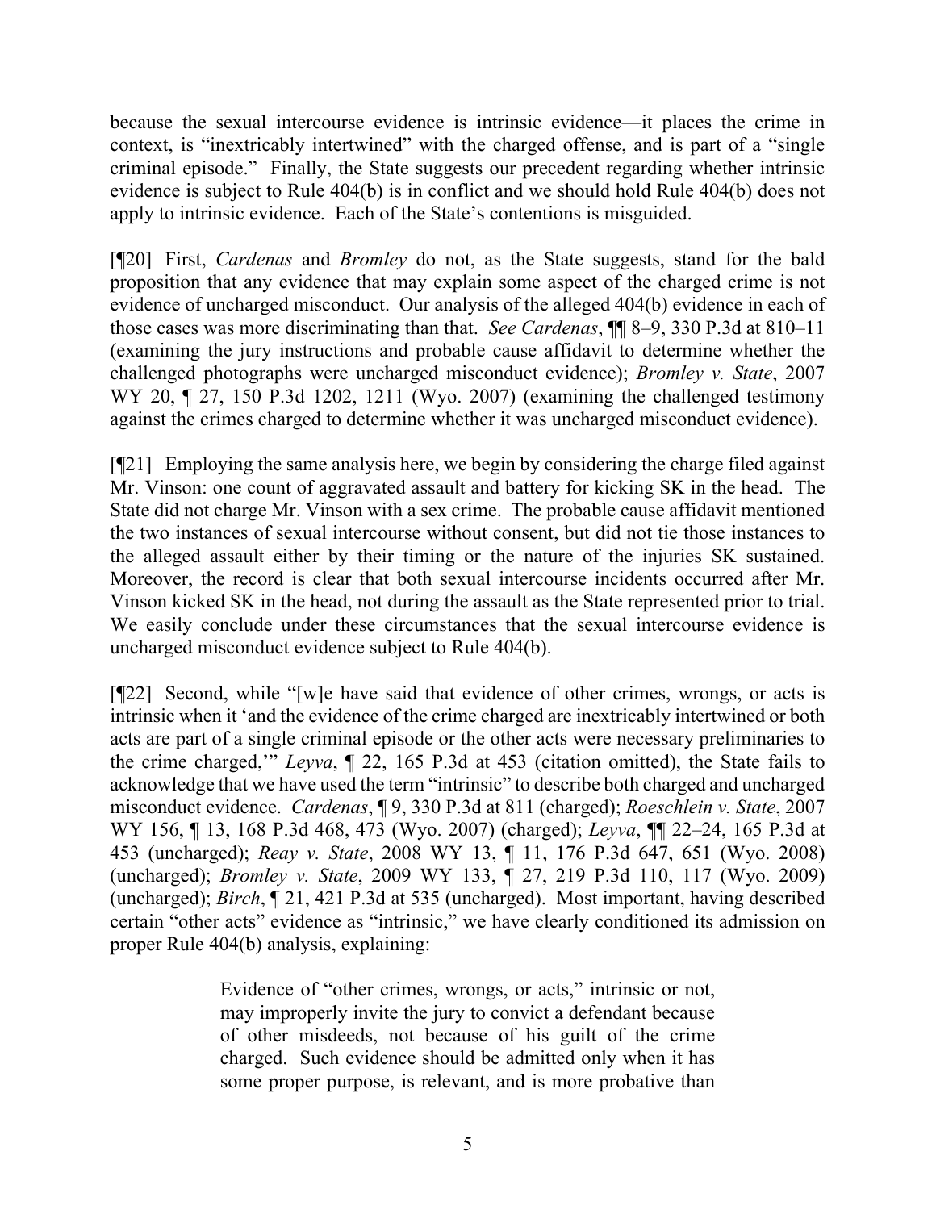because the sexual intercourse evidence is intrinsic evidence—it places the crime in context, is "inextricably intertwined" with the charged offense, and is part of a "single criminal episode." Finally, the State suggests our precedent regarding whether intrinsic evidence is subject to Rule 404(b) is in conflict and we should hold Rule 404(b) does not apply to intrinsic evidence. Each of the State's contentions is misguided.

[¶20] First, *Cardenas* and *Bromley* do not, as the State suggests, stand for the bald proposition that any evidence that may explain some aspect of the charged crime is not evidence of uncharged misconduct. Our analysis of the alleged 404(b) evidence in each of those cases was more discriminating than that. *See Cardenas*, ¶¶ 8–9, 330 P.3d at 810–11 (examining the jury instructions and probable cause affidavit to determine whether the challenged photographs were uncharged misconduct evidence); *Bromley v. State*, 2007 WY 20, ¶ 27, 150 P.3d 1202, 1211 (Wyo. 2007) (examining the challenged testimony against the crimes charged to determine whether it was uncharged misconduct evidence).

[¶21] Employing the same analysis here, we begin by considering the charge filed against Mr. Vinson: one count of aggravated assault and battery for kicking SK in the head. The State did not charge Mr. Vinson with a sex crime. The probable cause affidavit mentioned the two instances of sexual intercourse without consent, but did not tie those instances to the alleged assault either by their timing or the nature of the injuries SK sustained. Moreover, the record is clear that both sexual intercourse incidents occurred after Mr. Vinson kicked SK in the head, not during the assault as the State represented prior to trial. We easily conclude under these circumstances that the sexual intercourse evidence is uncharged misconduct evidence subject to Rule 404(b).

[¶22] Second, while "[w]e have said that evidence of other crimes, wrongs, or acts is intrinsic when it 'and the evidence of the crime charged are inextricably intertwined or both acts are part of a single criminal episode or the other acts were necessary preliminaries to the crime charged,'" *Leyva*, ¶ 22, 165 P.3d at 453 (citation omitted), the State fails to acknowledge that we have used the term "intrinsic" to describe both charged and uncharged misconduct evidence. *Cardenas*, ¶ 9, 330 P.3d at 811 (charged); *Roeschlein v. State*, 2007 WY 156, ¶ 13, 168 P.3d 468, 473 (Wyo. 2007) (charged); *Leyva*, ¶¶ 22–24, 165 P.3d at 453 (uncharged); *Reay v. State*, 2008 WY 13, ¶ 11, 176 P.3d 647, 651 (Wyo. 2008) (uncharged); *Bromley v. State*, 2009 WY 133, ¶ 27, 219 P.3d 110, 117 (Wyo. 2009) (uncharged); *Birch*, ¶ 21, 421 P.3d at 535 (uncharged). Most important, having described certain "other acts" evidence as "intrinsic," we have clearly conditioned its admission on proper Rule 404(b) analysis, explaining:

> Evidence of "other crimes, wrongs, or acts," intrinsic or not, may improperly invite the jury to convict a defendant because of other misdeeds, not because of his guilt of the crime charged. Such evidence should be admitted only when it has some proper purpose, is relevant, and is more probative than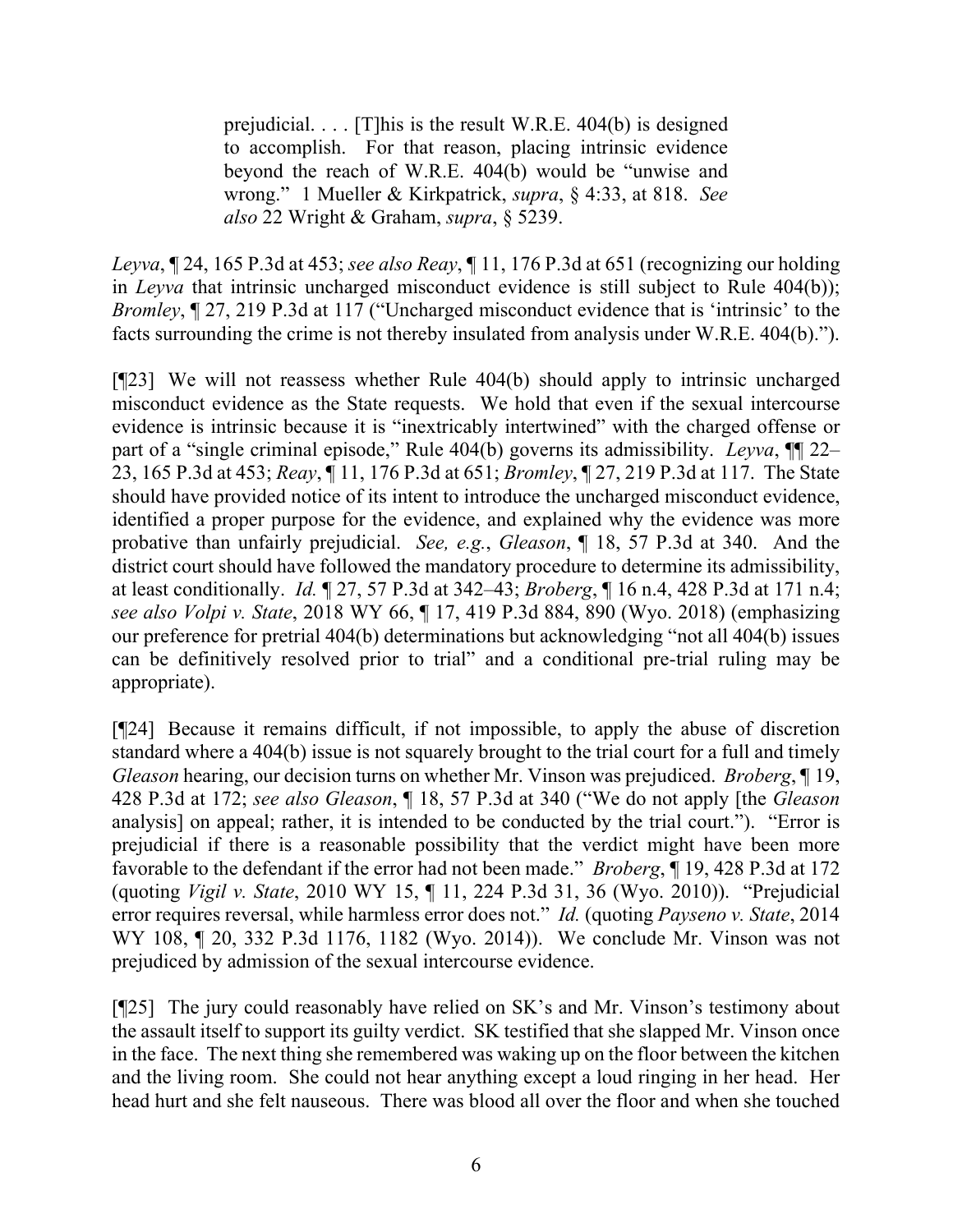> prejudicial. . . . [T]his is the result W.R.E. 404(b) is designed to accomplish. For that reason, placing intrinsic evidence beyond the reach of W.R.E. 404(b) would be "unwise and wrong." 1 Mueller & Kirkpatrick, *supra*, § 4:33, at 818. *See also* 22 Wright & Graham, *supra*, § 5239.

*Leyva*, ¶ 24, 165 P.3d at 453; *see also Reay*, ¶ 11, 176 P.3d at 651 (recognizing our holding in *Leyva* that intrinsic uncharged misconduct evidence is still subject to Rule 404(b)); *Bromley*, ¶ 27, 219 P.3d at 117 ("Uncharged misconduct evidence that is 'intrinsic' to the facts surrounding the crime is not thereby insulated from analysis under W.R.E. 404(b).").

[¶23] We will not reassess whether Rule 404(b) should apply to intrinsic uncharged misconduct evidence as the State requests. We hold that even if the sexual intercourse evidence is intrinsic because it is "inextricably intertwined" with the charged offense or part of a "single criminal episode," Rule 404(b) governs its admissibility. *Leyva*, ¶¶ 22–23, 165 P.3d at 453; *Reay*, ¶ 11, 176 P.3d at 651; *Bromley*, ¶ 27, 219 P.3d at 117. The State should have provided notice of its intent to introduce the uncharged misconduct evidence, identified a proper purpose for the evidence, and explained why the evidence was more probative than unfairly prejudicial. *See, e.g.*, *Gleason*, ¶ 18, 57 P.3d at 340. And the district court should have followed the mandatory procedure to determine its admissibility, at least conditionally. *Id.* ¶ 27, 57 P.3d at 342–43; *Broberg*, ¶ 16 n.4, 428 P.3d at 171 n.4; *see also Volpi v. State*, 2018 WY 66, ¶ 17, 419 P.3d 884, 890 (Wyo. 2018) (emphasizing our preference for pretrial 404(b) determinations but acknowledging "not all 404(b) issues can be definitively resolved prior to trial" and a conditional pre-trial ruling may be appropriate).

[¶24] Because it remains difficult, if not impossible, to apply the abuse of discretion standard where a 404(b) issue is not squarely brought to the trial court for a full and timely *Gleason* hearing, our decision turns on whether Mr. Vinson was prejudiced. *Broberg*, ¶ 19, 428 P.3d at 172; *see also Gleason*, ¶ 18, 57 P.3d at 340 ("We do not apply [the *Gleason* analysis] on appeal; rather, it is intended to be conducted by the trial court."). "Error is prejudicial if there is a reasonable possibility that the verdict might have been more favorable to the defendant if the error had not been made." *Broberg*, ¶ 19, 428 P.3d at 172 (quoting *Vigil v. State*, 2010 WY 15, ¶ 11, 224 P.3d 31, 36 (Wyo. 2010)). "Prejudicial error requires reversal, while harmless error does not." *Id.* (quoting *Payseno v. State*, 2014 WY 108, ¶ 20, 332 P.3d 1176, 1182 (Wyo. 2014)). We conclude Mr. Vinson was not prejudiced by admission of the sexual intercourse evidence.

[¶25] The jury could reasonably have relied on SK's and Mr. Vinson's testimony about the assault itself to support its guilty verdict. SK testified that she slapped Mr. Vinson once in the face. The next thing she remembered was waking up on the floor between the kitchen and the living room. She could not hear anything except a loud ringing in her head. Her head hurt and she felt nauseous. There was blood all over the floor and when she touched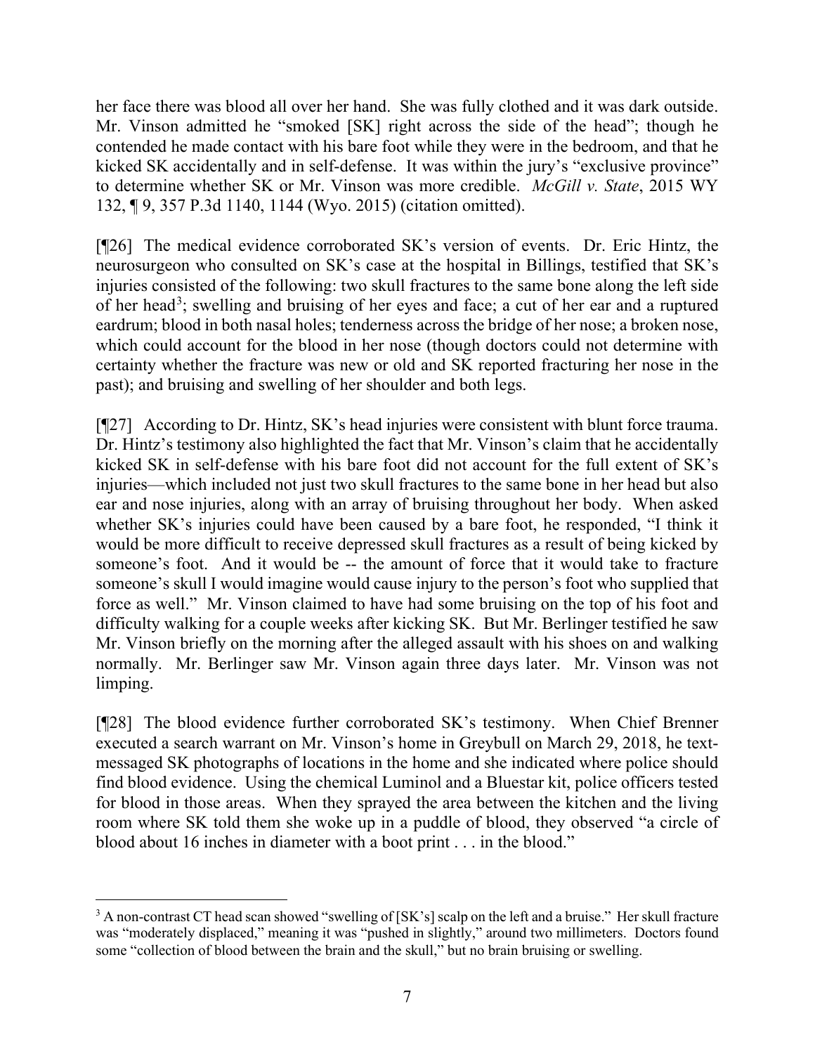her face there was blood all over her hand. She was fully clothed and it was dark outside. Mr. Vinson admitted he "smoked [SK] right across the side of the head"; though he contended he made contact with his bare foot while they were in the bedroom, and that he kicked SK accidentally and in self-defense. It was within the jury's "exclusive province" to determine whether SK or Mr. Vinson was more credible. *McGill v. State*, 2015 WY 132, ¶ 9, 357 P.3d 1140, 1144 (Wyo. 2015) (citation omitted).

[¶26] The medical evidence corroborated SK's version of events. Dr. Eric Hintz, the neurosurgeon who consulted on SK's case at the hospital in Billings, testified that SK's injuries consisted of the following: two skull fractures to the same bone along the left side of her head[3]; swelling and bruising of her eyes and face; a cut of her ear and a ruptured eardrum; blood in both nasal holes; tenderness across the bridge of her nose; a broken nose, which could account for the blood in her nose (though doctors could not determine with certainty whether the fracture was new or old and SK reported fracturing her nose in the past); and bruising and swelling of her shoulder and both legs.

[¶27] According to Dr. Hintz, SK's head injuries were consistent with blunt force trauma. Dr. Hintz's testimony also highlighted the fact that Mr. Vinson's claim that he accidentally kicked SK in self-defense with his bare foot did not account for the full extent of SK's injuries—which included not just two skull fractures to the same bone in her head but also ear and nose injuries, along with an array of bruising throughout her body. When asked whether SK's injuries could have been caused by a bare foot, he responded, "I think it would be more difficult to receive depressed skull fractures as a result of being kicked by someone's foot. And it would be -- the amount of force that it would take to fracture someone's skull I would imagine would cause injury to the person's foot who supplied that force as well." Mr. Vinson claimed to have had some bruising on the top of his foot and difficulty walking for a couple weeks after kicking SK. But Mr. Berlinger testified he saw Mr. Vinson briefly on the morning after the alleged assault with his shoes on and walking normally. Mr. Berlinger saw Mr. Vinson again three days later. Mr. Vinson was not limping.

[¶28] The blood evidence further corroborated SK's testimony. When Chief Brenner executed a search warrant on Mr. Vinson's home in Greybull on March 29, 2018, he text-messaged SK photographs of locations in the home and she indicated where police should find blood evidence. Using the chemical Luminol and a Bluestar kit, police officers tested for blood in those areas. When they sprayed the area between the kitchen and the living room where SK told them she woke up in a puddle of blood, they observed "a circle of blood about 16 inches in diameter with a boot print . . . in the blood."

---

[3] A non-contrast CT head scan showed "swelling of [SK's] scalp on the left and a bruise." Her skull fracture was "moderately displaced," meaning it was "pushed in slightly," around two millimeters. Doctors found some "collection of blood between the brain and the skull," but no brain bruising or swelling.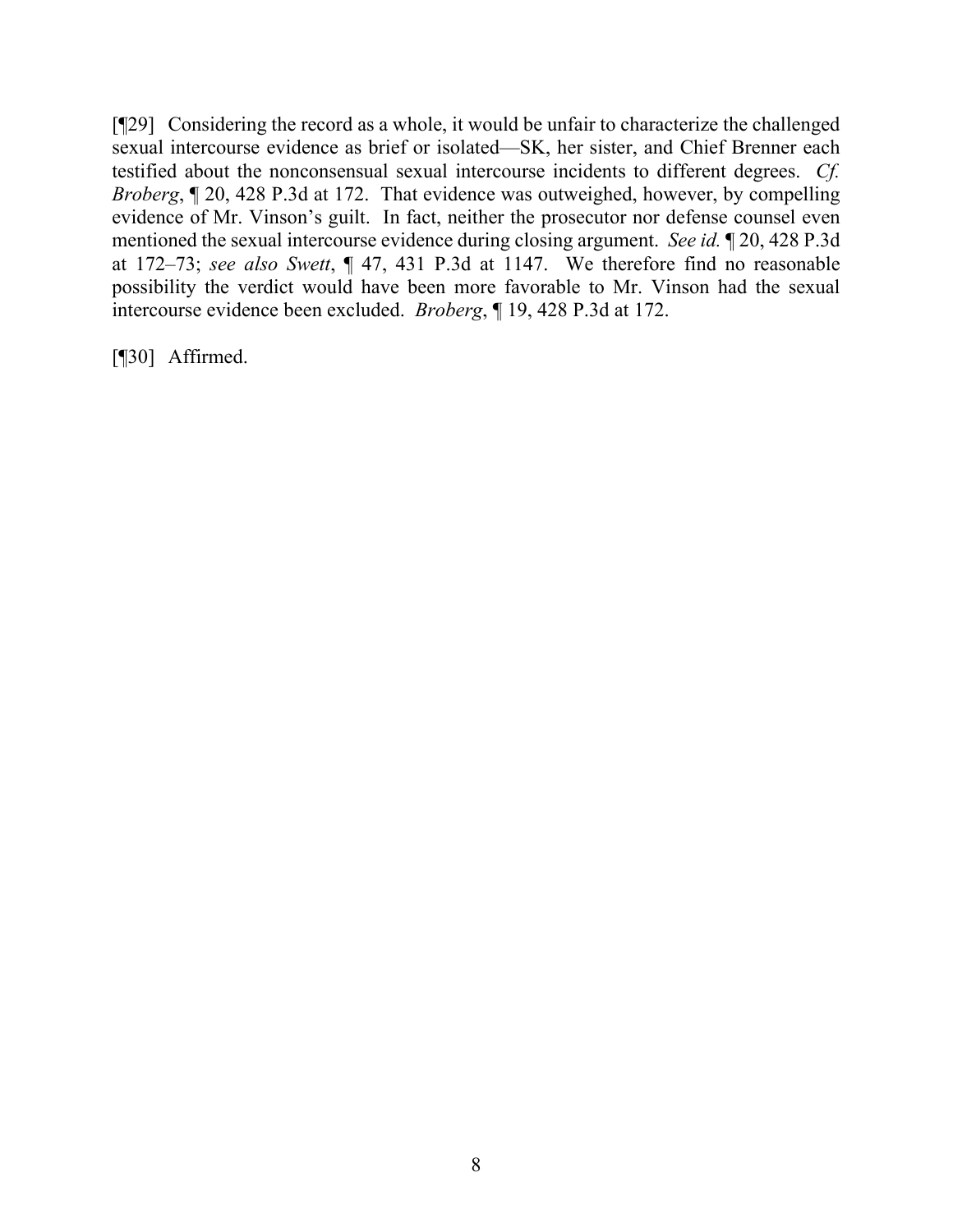[¶29] Considering the record as a whole, it would be unfair to characterize the challenged sexual intercourse evidence as brief or isolated—SK, her sister, and Chief Brenner each testified about the nonconsensual sexual intercourse incidents to different degrees. *Cf. Broberg*, ¶ 20, 428 P.3d at 172. That evidence was outweighed, however, by compelling evidence of Mr. Vinson's guilt. In fact, neither the prosecutor nor defense counsel even mentioned the sexual intercourse evidence during closing argument. *See id.* ¶ 20, 428 P.3d at 172–73; *see also Swett*, ¶ 47, 431 P.3d at 1147. We therefore find no reasonable possibility the verdict would have been more favorable to Mr. Vinson had the sexual intercourse evidence been excluded. *Broberg*, ¶ 19, 428 P.3d at 172.

[¶30] Affirmed.